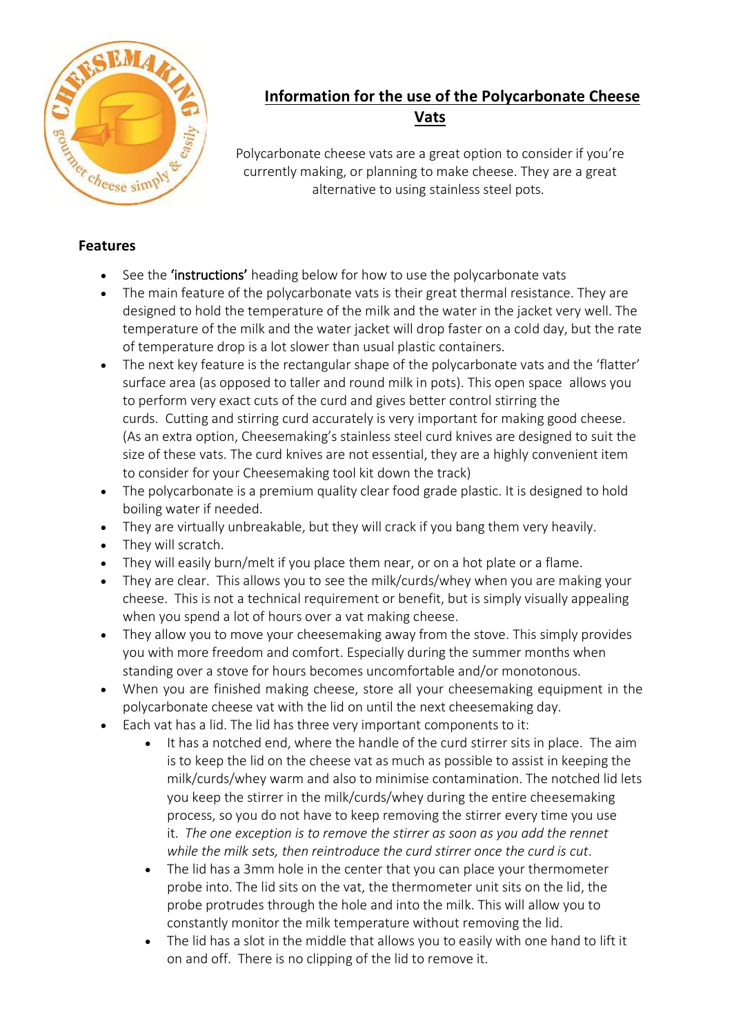# Information for the use of the Polycarbonate Cheese Vats

Polycarbonate cheese vats are a great option to consider if you're currently making, or planning to make cheese. They are a great alternative to using stainless steel pots.

## Features

- See the **'instructions'** heading below for how to use the polycarbonate vats
- The main feature of the polycarbonate vats is their great thermal resistance. They are designed to hold the temperature of the milk and the water in the jacket very well. The temperature of the milk and the water jacket will drop faster on a cold day, but the rate of temperature drop is a lot slower than usual plastic containers.
- The next key feature is the rectangular shape of the polycarbonate vats and the 'flatter' surface area (as opposed to taller and round milk in pots). This open space allows you to perform very exact cuts of the curd and gives better control stirring the curds. Cutting and stirring curd accurately is very important for making good cheese. (As an extra option, Cheesemaking's stainless steel curd knives are designed to suit the size of these vats. The curd knives are not essential, they are a highly convenient item to consider for your Cheesemaking tool kit down the track)
- The polycarbonate is a premium quality clear food grade plastic. It is designed to hold boiling water if needed.
- They are virtually unbreakable, but they will crack if you bang them very heavily.
- They will scratch.
- They will easily burn/melt if you place them near, or on a hot plate or a flame.
- They are clear. This allows you to see the milk/curds/whey when you are making your cheese. This is not a technical requirement or benefit, but is simply visually appealing when you spend a lot of hours over a vat making cheese.
- They allow you to move your cheesemaking away from the stove. This simply provides you with more freedom and comfort. Especially during the summer months when standing over a stove for hours becomes uncomfortable and/or monotonous.
- When you are finished making cheese, store all your cheesemaking equipment in the polycarbonate cheese vat with the lid on until the next cheesemaking day.
- Each vat has a lid. The lid has three very important components to it:
    - It has a notched end, where the handle of the curd stirrer sits in place. The aim is to keep the lid on the cheese vat as much as possible to assist in keeping the milk/curds/whey warm and also to minimise contamination. The notched lid lets you keep the stirrer in the milk/curds/whey during the entire cheesemaking process, so you do not have to keep removing the stirrer every time you use it. *The one exception is to remove the stirrer as soon as you add the rennet while the milk sets, then reintroduce the curd stirrer once the curd is cut*.
    - The lid has a 3mm hole in the center that you can place your thermometer probe into. The lid sits on the vat, the thermometer unit sits on the lid, the probe protrudes through the hole and into the milk. This will allow you to constantly monitor the milk temperature without removing the lid.
    - The lid has a slot in the middle that allows you to easily with one hand to lift it on and off. There is no clipping of the lid to remove it.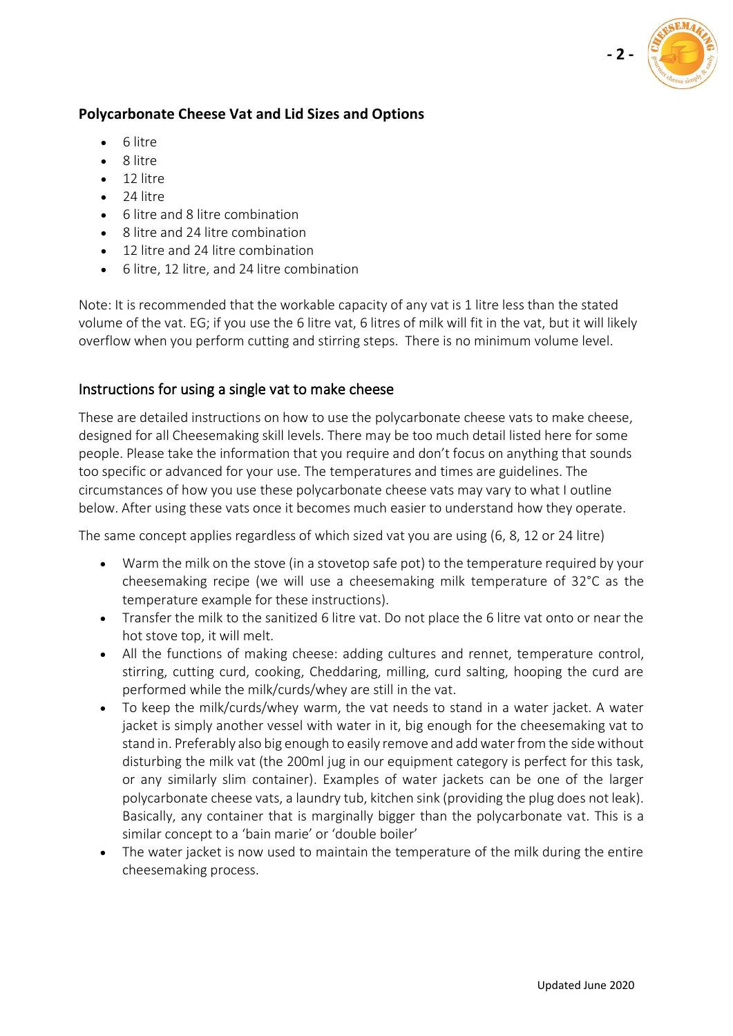## Polycarbonate Cheese Vat and Lid Sizes and Options

- 6 litre
- 8 litre
- 12 litre
- 24 litre
- 6 litre and 8 litre combination
- 8 litre and 24 litre combination
- 12 litre and 24 litre combination
- 6 litre, 12 litre, and 24 litre combination

Note: It is recommended that the workable capacity of any vat is 1 litre less than the stated volume of the vat. EG; if you use the 6 litre vat, 6 litres of milk will fit in the vat, but it will likely overflow when you perform cutting and stirring steps. There is no minimum volume level.

## Instructions for using a single vat to make cheese

These are detailed instructions on how to use the polycarbonate cheese vats to make cheese, designed for all Cheesemaking skill levels. There may be too much detail listed here for some people. Please take the information that you require and don't focus on anything that sounds too specific or advanced for your use. The temperatures and times are guidelines. The circumstances of how you use these polycarbonate cheese vats may vary to what I outline below. After using these vats once it becomes much easier to understand how they operate.

The same concept applies regardless of which sized vat you are using (6, 8, 12 or 24 litre)

- Warm the milk on the stove (in a stovetop safe pot) to the temperature required by your cheesemaking recipe (we will use a cheesemaking milk temperature of 32°C as the temperature example for these instructions).
- Transfer the milk to the sanitized 6 litre vat. Do not place the 6 litre vat onto or near the hot stove top, it will melt.
- All the functions of making cheese: adding cultures and rennet, temperature control, stirring, cutting curd, cooking, Cheddaring, milling, curd salting, hooping the curd are performed while the milk/curds/whey are still in the vat.
- To keep the milk/curds/whey warm, the vat needs to stand in a water jacket. A water jacket is simply another vessel with water in it, big enough for the cheesemaking vat to stand in. Preferably also big enough to easily remove and add water from the side without disturbing the milk vat (the 200ml jug in our equipment category is perfect for this task, or any similarly slim container). Examples of water jackets can be one of the larger polycarbonate cheese vats, a laundry tub, kitchen sink (providing the plug does not leak). Basically, any container that is marginally bigger than the polycarbonate vat. This is a similar concept to a 'bain marie' or 'double boiler'
- The water jacket is now used to maintain the temperature of the milk during the entire cheesemaking process.

Updated June 2020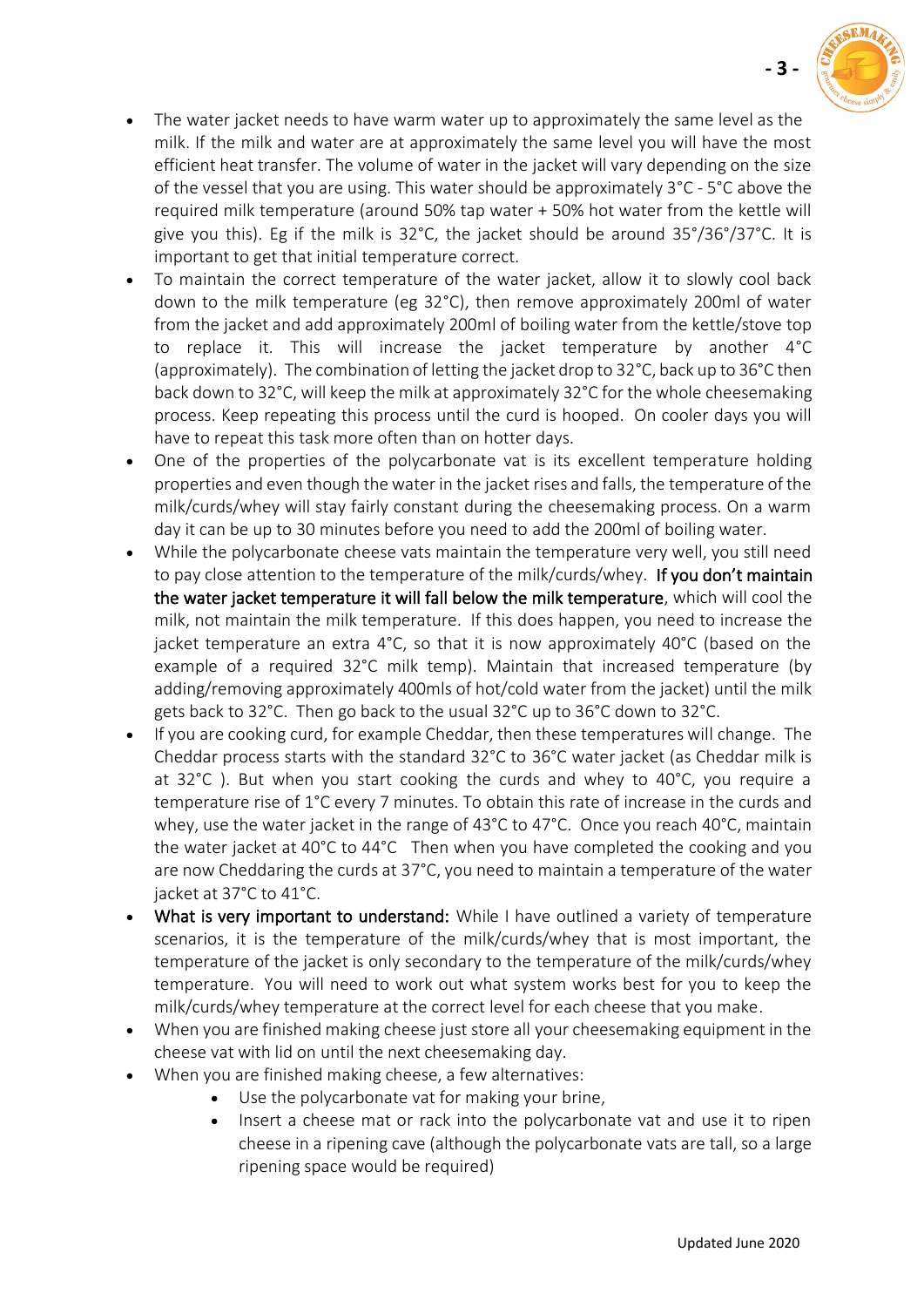- The water jacket needs to have warm water up to approximately the same level as the milk. If the milk and water are at approximately the same level you will have the most efficient heat transfer. The volume of water in the jacket will vary depending on the size of the vessel that you are using. This water should be approximately 3°C - 5°C above the required milk temperature (around 50% tap water + 50% hot water from the kettle will give you this). Eg if the milk is 32°C, the jacket should be around 35°/36°/37°C. It is important to get that initial temperature correct.
- To maintain the correct temperature of the water jacket, allow it to slowly cool back down to the milk temperature (eg 32°C), then remove approximately 200ml of water from the jacket and add approximately 200ml of boiling water from the kettle/stove top to replace it. This will increase the jacket temperature by another 4°C (approximately). The combination of letting the jacket drop to 32°C, back up to 36°C then back down to 32°C, will keep the milk at approximately 32°C for the whole cheesemaking process. Keep repeating this process until the curd is hooped. On cooler days you will have to repeat this task more often than on hotter days.
- One of the properties of the polycarbonate vat is its excellent temperature holding properties and even though the water in the jacket rises and falls, the temperature of the milk/curds/whey will stay fairly constant during the cheesemaking process. On a warm day it can be up to 30 minutes before you need to add the 200ml of boiling water.
- While the polycarbonate cheese vats maintain the temperature very well, you still need to pay close attention to the temperature of the milk/curds/whey. **If you don't maintain the water jacket temperature it will fall below the milk temperature**, which will cool the milk, not maintain the milk temperature. If this does happen, you need to increase the jacket temperature an extra 4°C, so that it is now approximately 40°C (based on the example of a required 32°C milk temp). Maintain that increased temperature (by adding/removing approximately 400mls of hot/cold water from the jacket) until the milk gets back to 32°C. Then go back to the usual 32°C up to 36°C down to 32°C.
- If you are cooking curd, for example Cheddar, then these temperatures will change. The Cheddar process starts with the standard 32°C to 36°C water jacket (as Cheddar milk is at 32°C ). But when you start cooking the curds and whey to 40°C, you require a temperature rise of 1°C every 7 minutes. To obtain this rate of increase in the curds and whey, use the water jacket in the range of 43°C to 47°C. Once you reach 40°C, maintain the water jacket at 40°C to 44°C Then when you have completed the cooking and you are now Cheddaring the curds at 37°C, you need to maintain a temperature of the water jacket at 37°C to 41°C.
- **What is very important to understand:** While I have outlined a variety of temperature scenarios, it is the temperature of the milk/curds/whey that is most important, the temperature of the jacket is only secondary to the temperature of the milk/curds/whey temperature. You will need to work out what system works best for you to keep the milk/curds/whey temperature at the correct level for each cheese that you make.
- When you are finished making cheese just store all your cheesemaking equipment in the cheese vat with lid on until the next cheesemaking day.
- When you are finished making cheese, a few alternatives:
    - Use the polycarbonate vat for making your brine,
    - Insert a cheese mat or rack into the polycarbonate vat and use it to ripen cheese in a ripening cave (although the polycarbonate vats are tall, so a large ripening space would be required)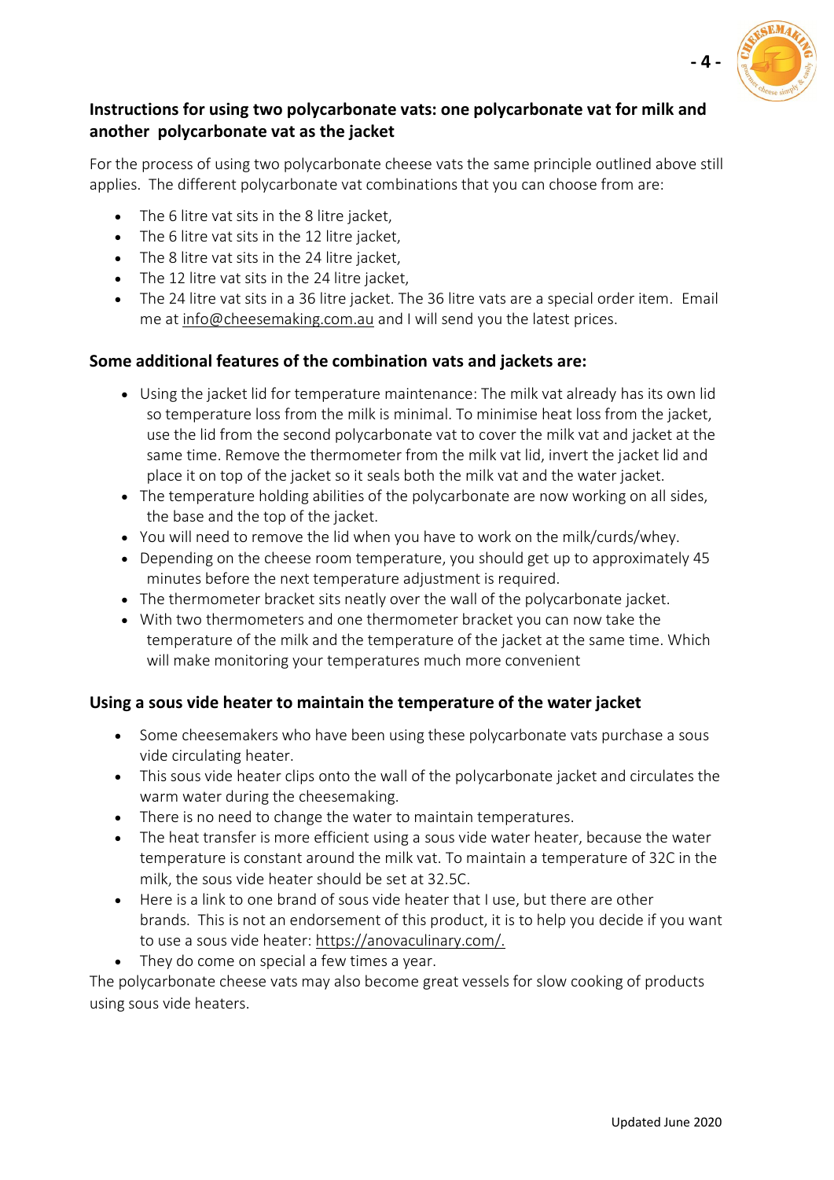### Instructions for using two polycarbonate vats: one polycarbonate vat for milk and another polycarbonate vat as the jacket

For the process of using two polycarbonate cheese vats the same principle outlined above still applies. The different polycarbonate vat combinations that you can choose from are:

- The 6 litre vat sits in the 8 litre jacket,
- The 6 litre vat sits in the 12 litre jacket,
- The 8 litre vat sits in the 24 litre jacket,
- The 12 litre vat sits in the 24 litre jacket,
- The 24 litre vat sits in a 36 litre jacket. The 36 litre vats are a special order item. Email me at info@cheesemaking.com.au and I will send you the latest prices.

### Some additional features of the combination vats and jackets are:

- Using the jacket lid for temperature maintenance: The milk vat already has its own lid so temperature loss from the milk is minimal. To minimise heat loss from the jacket, use the lid from the second polycarbonate vat to cover the milk vat and jacket at the same time. Remove the thermometer from the milk vat lid, invert the jacket lid and place it on top of the jacket so it seals both the milk vat and the water jacket.
- The temperature holding abilities of the polycarbonate are now working on all sides, the base and the top of the jacket.
- You will need to remove the lid when you have to work on the milk/curds/whey.
- Depending on the cheese room temperature, you should get up to approximately 45 minutes before the next temperature adjustment is required.
- The thermometer bracket sits neatly over the wall of the polycarbonate jacket.
- With two thermometers and one thermometer bracket you can now take the temperature of the milk and the temperature of the jacket at the same time. Which will make monitoring your temperatures much more convenient

### Using a sous vide heater to maintain the temperature of the water jacket

- Some cheesemakers who have been using these polycarbonate vats purchase a sous vide circulating heater.
- This sous vide heater clips onto the wall of the polycarbonate jacket and circulates the warm water during the cheesemaking.
- There is no need to change the water to maintain temperatures.
- The heat transfer is more efficient using a sous vide water heater, because the water temperature is constant around the milk vat. To maintain a temperature of 32C in the milk, the sous vide heater should be set at 32.5C.
- Here is a link to one brand of sous vide heater that I use, but there are other brands. This is not an endorsement of this product, it is to help you decide if you want to use a sous vide heater: https://anovaculinary.com/.
- They do come on special a few times a year.

The polycarbonate cheese vats may also become great vessels for slow cooking of products using sous vide heaters.

Updated June 2020